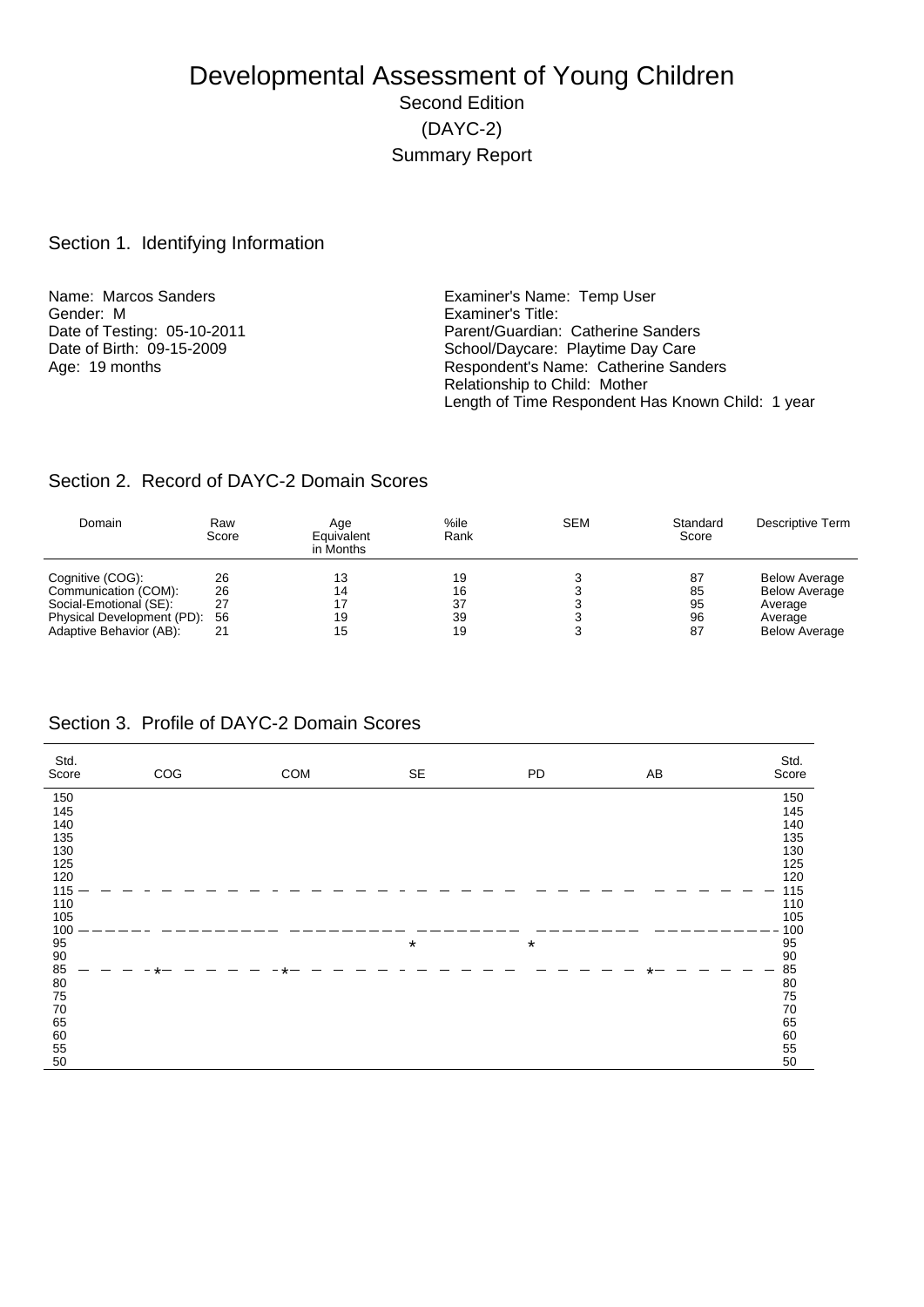# Developmental Assessment of Young Children

Second Edition

(DAYC-2)

Summary Report

## Section 1. Identifying Information

Name: Marcos Sanders
Gender: M
Date of Testing: 05-10-2011
Date of Birth: 09-15-2009
Age: 19 months

Examiner's Name: Temp User
Examiner's Title:
Parent/Guardian: Catherine Sanders
School/Daycare: Playtime Day Care
Respondent's Name: Catherine Sanders
Relationship to Child: Mother
Length of Time Respondent Has Known Child: 1 year

## Section 2. Record of DAYC-2 Domain Scores

| Domain | Raw Score | Age Equivalent in Months | %ile Rank | SEM | Standard Score | Descriptive Term |
|---|---|---|---|---|---|---|
| Cognitive (COG): | 26 | 13 | 19 | 3 | 87 | Below Average |
| Communication (COM): | 26 | 14 | 16 | 3 | 85 | Below Average |
| Social-Emotional (SE): | 27 | 17 | 37 | 3 | 95 | Average |
| Physical Development (PD): | 56 | 19 | 39 | 3 | 96 | Average |
| Adaptive Behavior (AB): | 21 | 15 | 19 | 3 | 87 | Below Average |

## Section 3. Profile of DAYC-2 Domain Scores

| Std. Score | COG | COM | SE | PD | AB | Std. Score |
|---|---|---|---|---|---|---|
| 150 | | | | | | 150 |
| 145 | | | | | | 145 |
| 140 | | | | | | 140 |
| 135 | | | | | | 135 |
| 130 | | | | | | 130 |
| 125 | | | | | | 125 |
| 120 | | | | | | 120 |
| 115 | | | | | | 115 |
| 110 | | | | | | 110 |
| 105 | | | | | | 105 |
| 100 | | | | | | 100 |
| 95 | | | * | * | | 95 |
| 90 | | | | | | 90 |
| 85 | * | * | | | * | 85 |
| 80 | | | | | | 80 |
| 75 | | | | | | 75 |
| 70 | | | | | | 70 |
| 65 | | | | | | 65 |
| 60 | | | | | | 60 |
| 55 | | | | | | 55 |
| 50 | | | | | | 50 |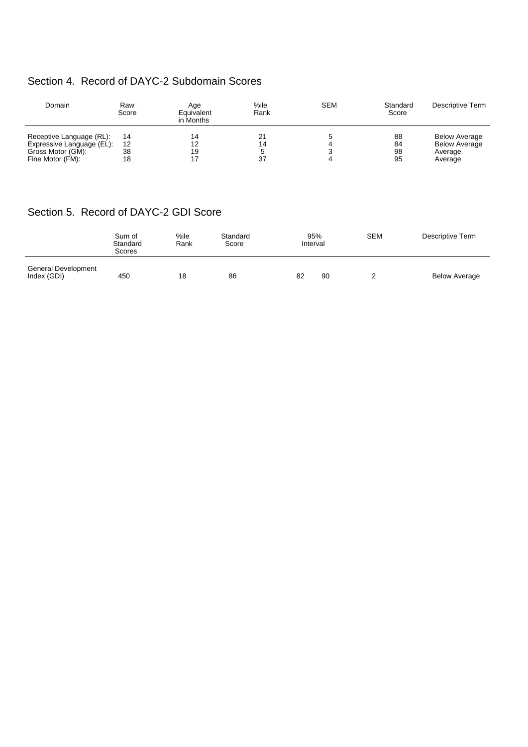## Section 4. Record of DAYC-2 Subdomain Scores

| Domain | Raw Score | Age Equivalent in Months | %ile Rank | SEM | Standard Score | Descriptive Term |
|---|---|---|---|---|---|---|
| Receptive Language (RL): | 14 | 14 | 21 | 5 | 88 | Below Average |
| Expressive Language (EL): | 12 | 12 | 14 | 4 | 84 | Below Average |
| Gross Motor (GM): | 38 | 19 | 5 | 3 | 98 | Average |
| Fine Motor (FM): | 18 | 17 | 37 | 4 | 95 | Average |

## Section 5. Record of DAYC-2 GDI Score

| | Sum of Standard Scores | %ile Rank | Standard Score | 95% Interval | | SEM | Descriptive Term |
|---|---|---|---|---|---|---|---|
| General Development Index (GDI) | 450 | 18 | 86 | 82 | 90 | 2 | Below Average |